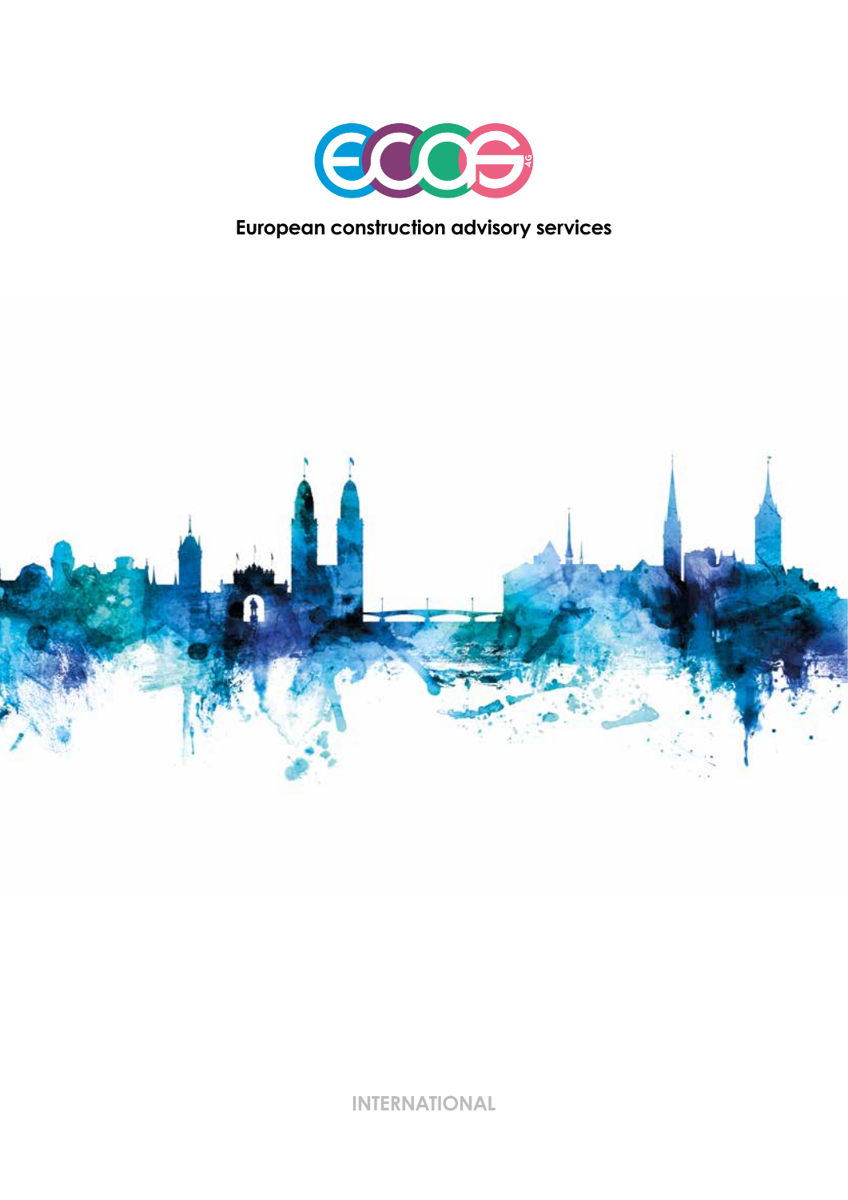# European construction advisory services

INTERNATIONAL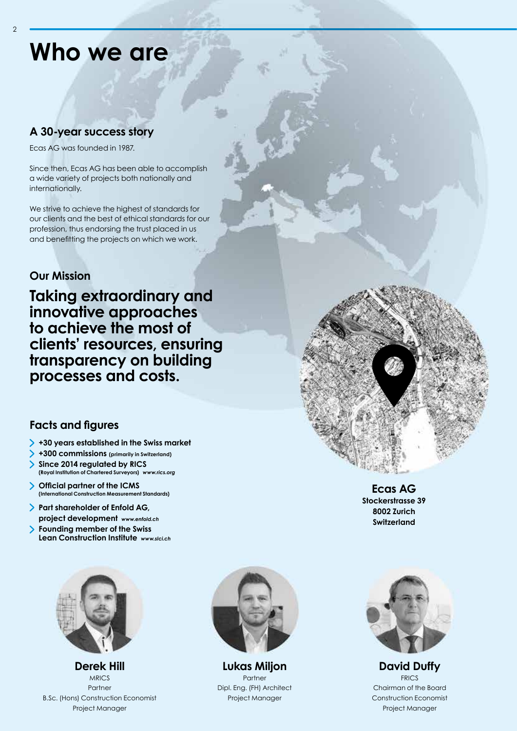# Who we are

## A 30-year success story

Ecas AG was founded in 1987.

Since then, Ecas AG has been able to accomplish a wide variety of projects both nationally and internationally.

We strive to achieve the highest of standards for our clients and the best of ethical standards for our profession, thus endorsing the trust placed in us and benefitting the projects on which we work.

## Our Mission

**Taking extraordinary and innovative approaches to achieve the most of clients' resources, ensuring transparency on building processes and costs.**

## Facts and figures

- **+30 years established in the Swiss market**
- **+300 commissions** (primarily in Switzerland)
- **Since 2014 regulated by RICS** (Royal Institution of Chartered Surveyors) *www.rics.org*
- **Official partner of the ICMS** (International Construction Measurement Standards)
- **Part shareholder of Enfold AG, project development** *www.enfold.ch*
- **Founding member of the Swiss Lean Construction Institute** *www.slci.ch*

**Ecas AG**
**Stockerstrasse 39**
**8002 Zurich**
**Switzerland**

**Derek Hill**
MRICS
Partner
B.Sc. (Hons) Construction Economist
Project Manager

**Lukas Miljon**
Partner
Dipl. Eng. (FH) Architect
Project Manager

**David Duffy**
FRICS
Chairman of the Board
Construction Economist
Project Manager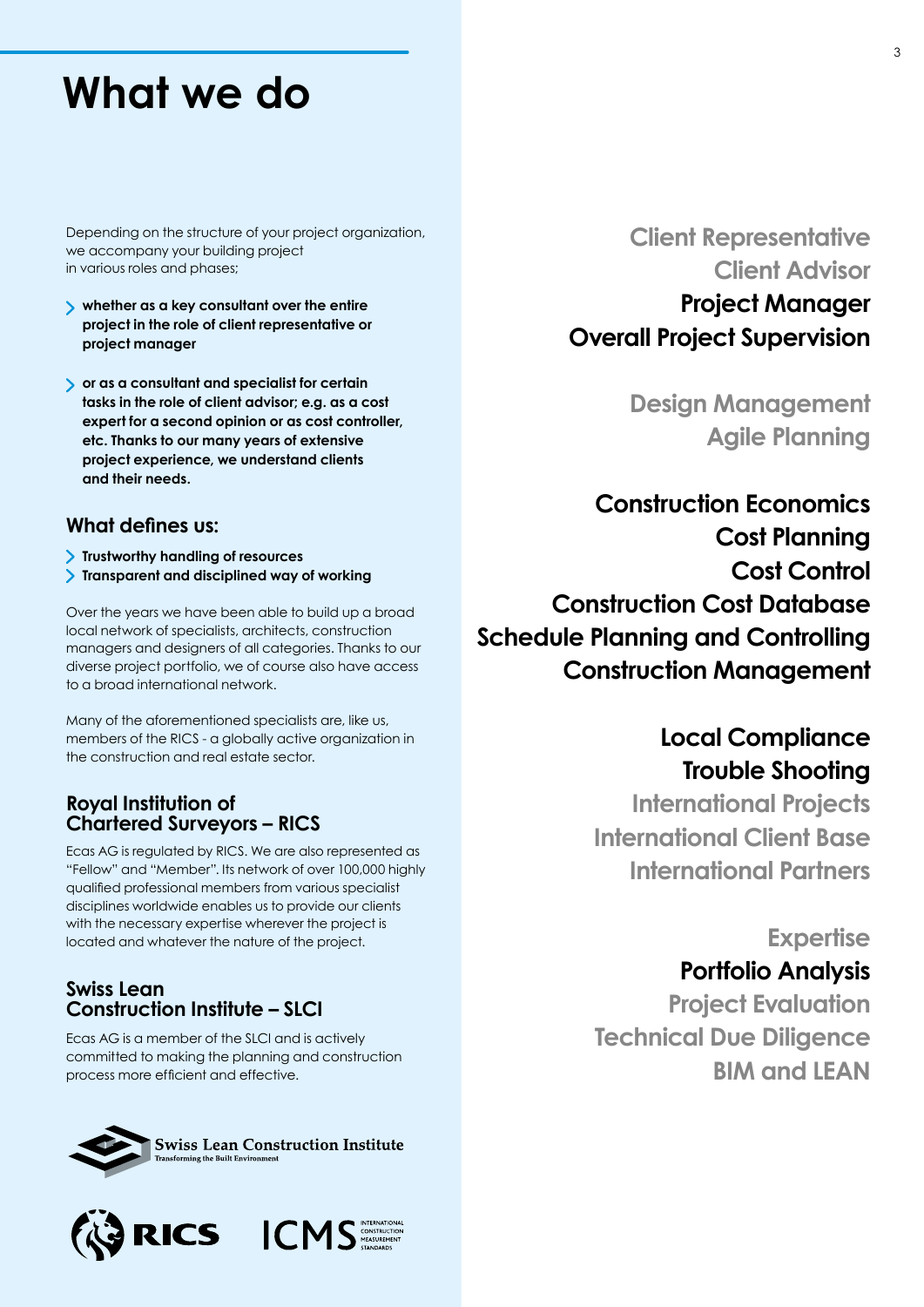# What we do

Depending on the structure of your project organization, we accompany your building project in various roles and phases;

- **whether as a key consultant over the entire project in the role of client representative or project manager**
- **or as a consultant and specialist for certain tasks in the role of client advisor; e.g. as a cost expert for a second opinion or as cost controller, etc. Thanks to our many years of extensive project experience, we understand clients and their needs.**

## What defines us:

- **Trustworthy handling of resources**
- **Transparent and disciplined way of working**

Over the years we have been able to build up a broad local network of specialists, architects, construction managers and designers of all categories. Thanks to our diverse project portfolio, we of course also have access to a broad international network.

Many of the aforementioned specialists are, like us, members of the RICS - a globally active organization in the construction and real estate sector.

## Royal Institution of Chartered Surveyors – RICS

Ecas AG is regulated by RICS. We are also represented as "Fellow" and "Member". Its network of over 100,000 highly qualified professional members from various specialist disciplines worldwide enables us to provide our clients with the necessary expertise wherever the project is located and whatever the nature of the project.

## Swiss Lean Construction Institute – SLCI

Ecas AG is a member of the SLCI and is actively committed to making the planning and construction process more efficient and effective.

Swiss Lean Construction Institute
Transforming the Built Environment

RICS ICMS INTERNATIONAL CONSTRUCTION MEASUREMENT STANDARDS

Client Representative
Client Advisor
**Project Manager**
**Overall Project Supervision**

Design Management
Agile Planning

**Construction Economics**
**Cost Planning**
**Cost Control**
**Construction Cost Database**
**Schedule Planning and Controlling**
**Construction Management**

**Local Compliance**
**Trouble Shooting**
International Projects
International Client Base
International Partners

Expertise
**Portfolio Analysis**
Project Evaluation
Technical Due Diligence
BIM and LEAN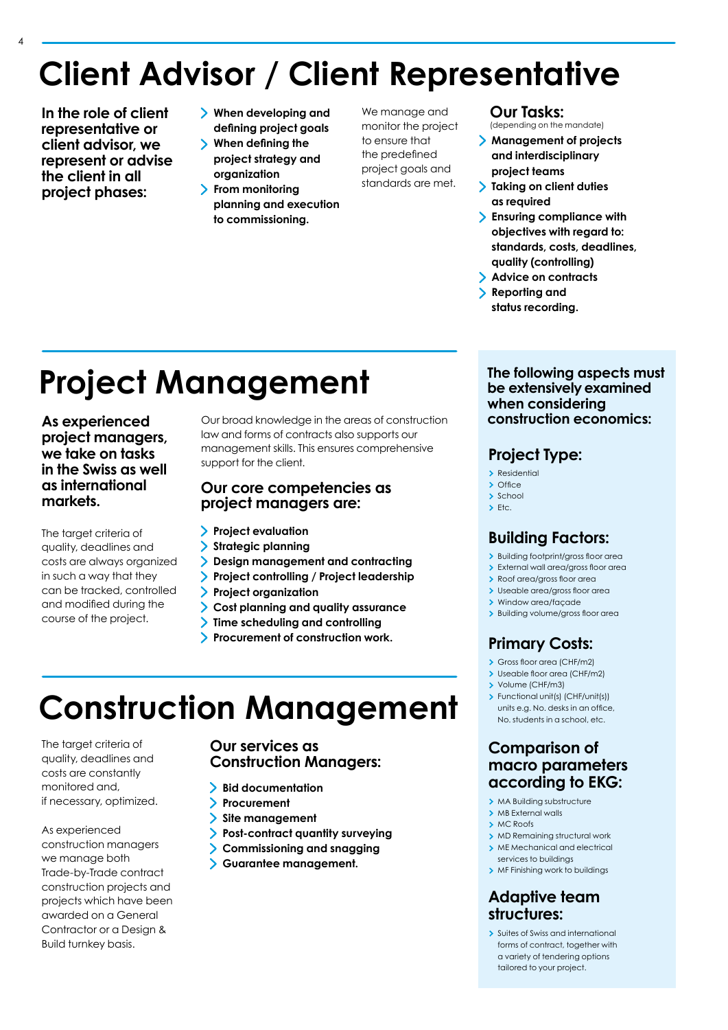# Client Advisor / Client Representative

**In the role of client representative or client advisor, we represent or advise the client in all project phases:**

- **When developing and defining project goals**
- **When defining the project strategy and organization**
- **From monitoring planning and execution to commissioning.**

We manage and monitor the project to ensure that the predefined project goals and standards are met.

## Our Tasks:

(depending on the mandate)

- **Management of projects and interdisciplinary project teams**
- **Taking on client duties as required**
- **Ensuring compliance with objectives with regard to: standards, costs, deadlines, quality (controlling)**
- **Advice on contracts**
- **Reporting and status recording.**

# Project Management

**As experienced project managers, we take on tasks in the Swiss as well as international markets.**

The target criteria of quality, deadlines and costs are always organized in such a way that they can be tracked, controlled and modified during the course of the project.

Our broad knowledge in the areas of construction law and forms of contracts also supports our management skills. This ensures comprehensive support for the client.

## Our core competencies as project managers are:

- **Project evaluation**
- **Strategic planning**
- **Design management and contracting**
- **Project controlling / Project leadership**
- **Project organization**
- **Cost planning and quality assurance**
- **Time scheduling and controlling**
- **Procurement of construction work.**

# Construction Management

The target criteria of quality, deadlines and costs are constantly monitored and, if necessary, optimized.

As experienced construction managers we manage both Trade-by-Trade contract construction projects and projects which have been awarded on a General Contractor or a Design & Build turnkey basis.

## Our services as Construction Managers:

- **Bid documentation**
- **Procurement**
- **Site management**
- **Post-contract quantity surveying**
- **Commissioning and snagging**
- **Guarantee management.**

**The following aspects must be extensively examined when considering construction economics:**

## Project Type:

- Residential
- Office
- School
- Etc.

## Building Factors:

- Building footprint/gross floor area
- External wall area/gross floor area
- Roof area/gross floor area
- Useable area/gross floor area
- Window area/façade
- Building volume/gross floor area

## Primary Costs:

- Gross floor area (CHF/m2)
- Useable floor area (CHF/m2)
- Volume (CHF/m3)
- Functional unit(s) (CHF/unit(s)) units e.g. No. desks in an office, No. students in a school, etc.

## Comparison of macro parameters according to EKG:

- MA Building substructure
- MB External walls
- MC Roofs
- MD Remaining structural work
- ME Mechanical and electrical services to buildings
- MF Finishing work to buildings

## Adaptive team structures:

- Suites of Swiss and international forms of contract, together with a variety of tendering options tailored to your project.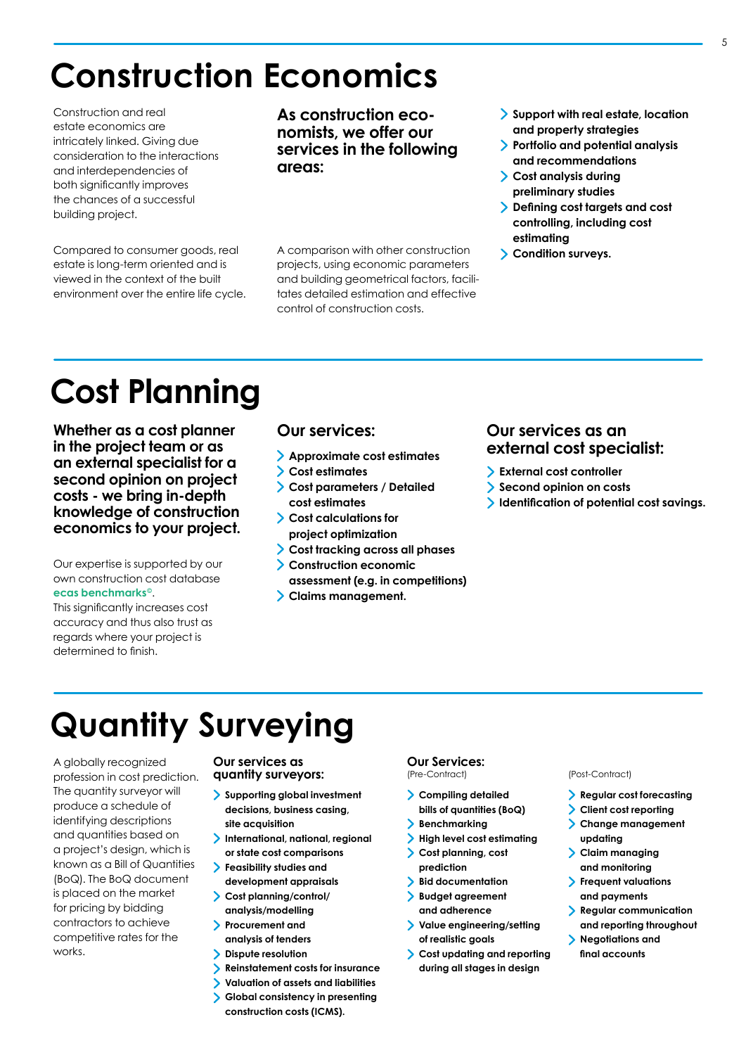# Construction Economics

Construction and real estate economics are intricately linked. Giving due consideration to the interactions and interdependencies of both significantly improves the chances of a successful building project.

Compared to consumer goods, real estate is long-term oriented and is viewed in the context of the built environment over the entire life cycle.

### As construction economists, we offer our services in the following areas:

A comparison with other construction projects, using economic parameters and building geometrical factors, facilitates detailed estimation and effective control of construction costs.

- **Support with real estate, location and property strategies**
- **Portfolio and potential analysis and recommendations**
- **Cost analysis during preliminary studies**
- **Defining cost targets and cost controlling, including cost estimating**
- **Condition surveys.**

# Cost Planning

**Whether as a cost planner in the project team or as an external specialist for a second opinion on project costs - we bring in-depth knowledge of construction economics to your project.**

Our expertise is supported by our own construction cost database **ecas benchmarks©**.
This significantly increases cost accuracy and thus also trust as regards where your project is determined to finish.

### Our services:

- **Approximate cost estimates**
- **Cost estimates**
- **Cost parameters / Detailed cost estimates**
- **Cost calculations for project optimization**
- **Cost tracking across all phases**
- **Construction economic assessment (e.g. in competitions)**
- **Claims management.**

### Our services as an external cost specialist:

- **External cost controller**
- **Second opinion on costs**
- **Identification of potential cost savings.**

# Quantity Surveying

A globally recognized profession in cost prediction. The quantity surveyor will produce a schedule of identifying descriptions and quantities based on a project's design, which is known as a Bill of Quantities (BoQ). The BoQ document is placed on the market for pricing by bidding contractors to achieve competitive rates for the works.

### Our services as quantity surveyors:

- **Supporting global investment decisions, business casing, site acquisition**
- **International, national, regional or state cost comparisons**
- **Feasibility studies and development appraisals**
- **Cost planning/control/ analysis/modelling**
- **Procurement and analysis of tenders**
- **Dispute resolution**
- **Reinstatement costs for insurance**
- **Valuation of assets and liabilities**
- **Global consistency in presenting construction costs (ICMS).**

### Our Services:

(Pre-Contract)

- **Compiling detailed bills of quantities (BoQ)**
- **Benchmarking**
- **High level cost estimating**
- **Cost planning, cost prediction**
- **Bid documentation**
- **Budget agreement and adherence**
- **Value engineering/setting of realistic goals**
- **Cost updating and reporting during all stages in design**

(Post-Contract)

- **Regular cost forecasting**
- **Client cost reporting**
- **Change management updating**
- **Claim managing and monitoring**
- **Frequent valuations and payments**
- **Regular communication and reporting throughout**
- **Negotiations and final accounts**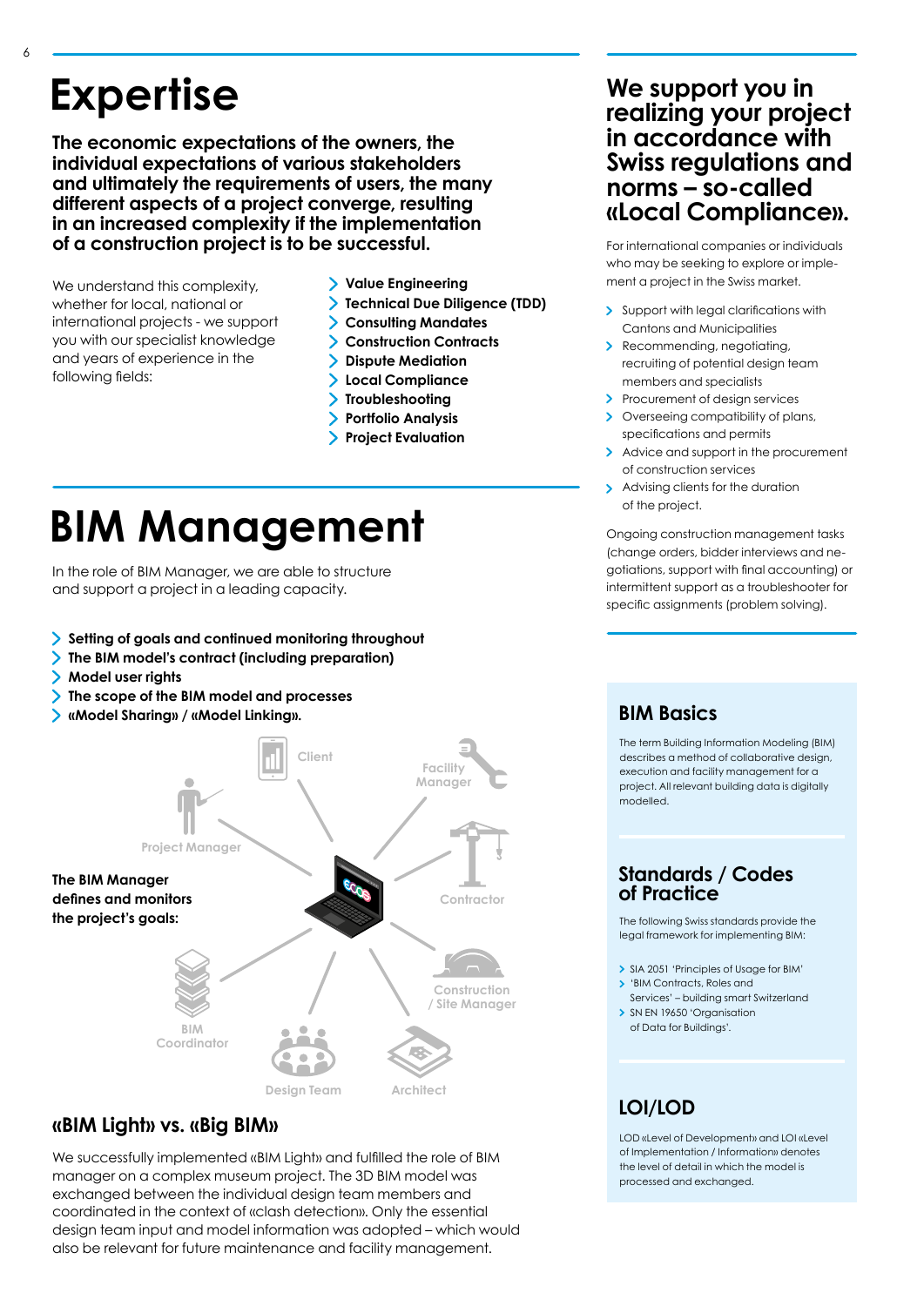# Expertise

**The economic expectations of the owners, the individual expectations of various stakeholders and ultimately the requirements of users, the many different aspects of a project converge, resulting in an increased complexity if the implementation of a construction project is to be successful.**

We understand this complexity, whether for local, national or international projects - we support you with our specialist knowledge and years of experience in the following fields:

- **Value Engineering**
- **Technical Due Diligence (TDD)**
- **Consulting Mandates**
- **Construction Contracts**
- **Dispute Mediation**
- **Local Compliance**
- **Troubleshooting**
- **Portfolio Analysis**
- **Project Evaluation**

## We support you in realizing your project in accordance with Swiss regulations and norms – so-called «Local Compliance».

For international companies or individuals who may be seeking to explore or implement a project in the Swiss market.

- Support with legal clarifications with Cantons and Municipalities
- Recommending, negotiating, recruiting of potential design team members and specialists
- Procurement of design services
- Overseeing compatibility of plans, specifications and permits
- Advice and support in the procurement of construction services
- Advising clients for the duration of the project.

Ongoing construction management tasks (change orders, bidder interviews and negotiations, support with final accounting) or intermittent support as a troubleshooter for specific assignments (problem solving).

# BIM Management

In the role of BIM Manager, we are able to structure and support a project in a leading capacity.

- **Setting of goals and continued monitoring throughout**
- **The BIM model's contract (including preparation)**
- **Model user rights**
- **The scope of the BIM model and processes**
- **«Model Sharing» / «Model Linking».**

**The BIM Manager defines and monitors the project's goals:**

Client, Facility Manager, Contractor, Construction / Site Manager, Architect, Design Team, BIM Coordinator, Project Manager

### «BIM Light» vs. «Big BIM»

We successfully implemented «BIM Light» and fulfilled the role of BIM manager on a complex museum project. The 3D BIM model was exchanged between the individual design team members and coordinated in the context of «clash detection». Only the essential design team input and model information was adopted – which would also be relevant for future maintenance and facility management.

## BIM Basics

The term Building Information Modeling (BIM) describes a method of collaborative design, execution and facility management for a project. All relevant building data is digitally modelled.

## Standards / Codes of Practice

The following Swiss standards provide the legal framework for implementing BIM:

- SIA 2051 'Principles of Usage for BIM'
- 'BIM Contracts, Roles and Services' – building smart Switzerland
- SN EN 19650 'Organisation of Data for Buildings'.

## LOI/LOD

LOD «Level of Development» and LOI «Level of Implementation / Information» denotes the level of detail in which the model is processed and exchanged.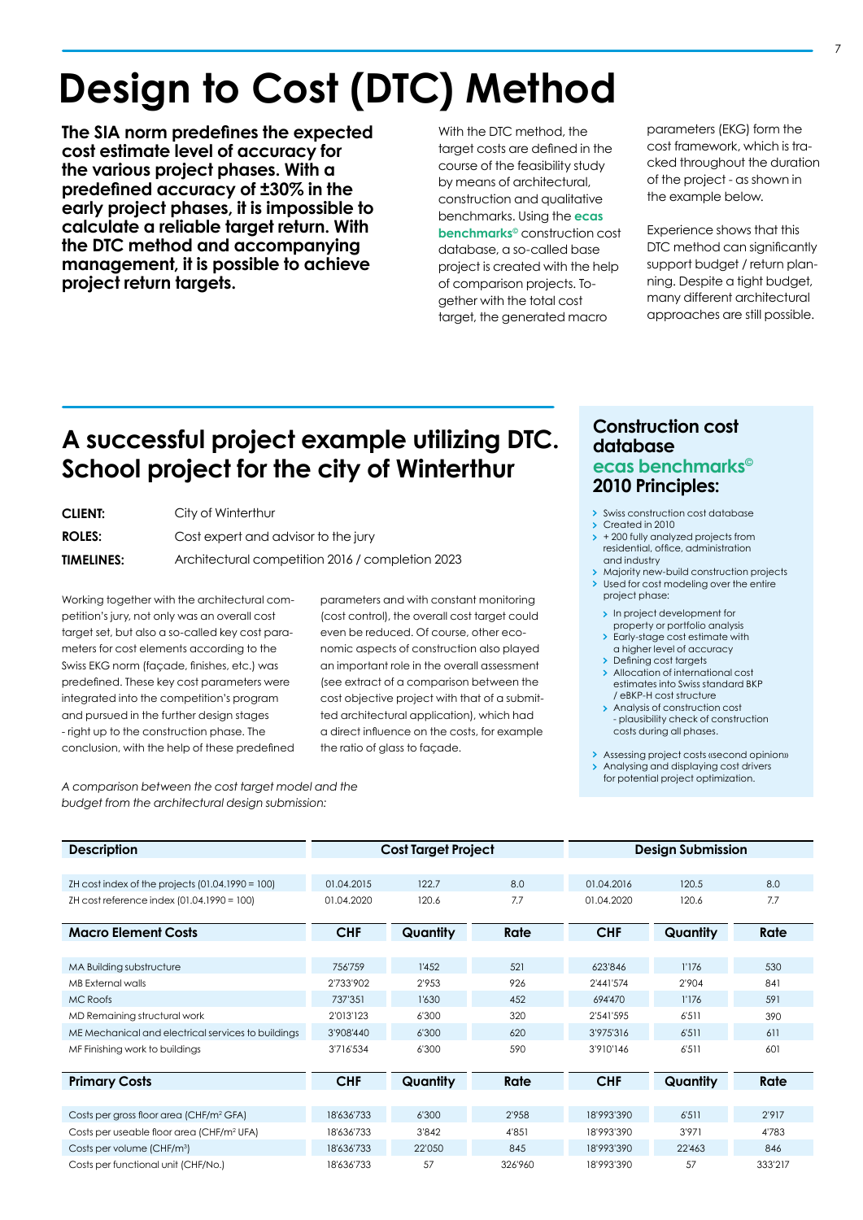# Design to Cost (DTC) Method

**The SIA norm predefines the expected cost estimate level of accuracy for the various project phases. With a predefined accuracy of ±30% in the early project phases, it is impossible to calculate a reliable target return. With the DTC method and accompanying management, it is possible to achieve project return targets.**

With the DTC method, the target costs are defined in the course of the feasibility study by means of architectural, construction and qualitative benchmarks. Using the **ecas benchmarks©** construction cost database, a so-called base project is created with the help of comparison projects. Together with the total cost target, the generated macro parameters (EKG) form the cost framework, which is tracked throughout the duration of the project - as shown in the example below.

Experience shows that this DTC method can significantly support budget / return planning. Despite a tight budget, many different architectural approaches are still possible.

## A successful project example utilizing DTC. School project for the city of Winterthur

**CLIENT:** City of Winterthur

**ROLES:** Cost expert and advisor to the jury

**TIMELINES:** Architectural competition 2016 / completion 2023

Working together with the architectural competition's jury, not only was an overall cost target set, but also a so-called key cost parameters for cost elements according to the Swiss EKG norm (façade, finishes, etc.) was predefined. These key cost parameters were integrated into the competition's program and pursued in the further design stages - right up to the construction phase. The conclusion, with the help of these predefined parameters and with constant monitoring (cost control), the overall cost target could even be reduced. Of course, other economic aspects of construction also played an important role in the overall assessment (see extract of a comparison between the cost objective project with that of a submitted architectural application), which had a direct influence on the costs, for example the ratio of glass to façade.

### Construction cost database ecas benchmarks© 2010 Principles:

- Swiss construction cost database
- Created in 2010
- + 200 fully analyzed projects from residential, office, administration and industry
- Majority new-build construction projects
- Used for cost modeling over the entire project phase:
  - In project development for property or portfolio analysis
  - Early-stage cost estimate with a higher level of accuracy
  - Defining cost targets
  - Allocation of international cost estimates into Swiss standard BKP / eBKP-H cost structure
  - Analysis of construction cost - plausibility check of construction costs during all phases.
- Assessing project costs «second opinion»
- Analysing and displaying cost drivers for potential project optimization.

*A comparison between the cost target model and the budget from the architectural design submission:*

| Description | Cost Target Project | | | Design Submission | | |
|---|---|---|---|---|---|---|
| ZH cost index of the projects (01.04.1990 = 100) | 01.04.2015 | 122.7 | 8.0 | 01.04.2016 | 120.5 | 8.0 |
| ZH cost reference index (01.04.1990 = 100) | 01.04.2020 | 120.6 | 7.7 | 01.04.2020 | 120.6 | 7.7 |
| **Macro Element Costs** | **CHF** | **Quantity** | **Rate** | **CHF** | **Quantity** | **Rate** |
| MA Building substructure | 756'759 | 1'452 | 521 | 623'846 | 1'176 | 530 |
| MB External walls | 2'733'902 | 2'953 | 926 | 2'441'574 | 2'904 | 841 |
| MC Roofs | 737'351 | 1'630 | 452 | 694'470 | 1'176 | 591 |
| MD Remaining structural work | 2'013'123 | 6'300 | 320 | 2'541'595 | 6'511 | 390 |
| ME Mechanical and electrical services to buildings | 3'908'440 | 6'300 | 620 | 3'975'316 | 6'511 | 611 |
| MF Finishing work to buildings | 3'716'534 | 6'300 | 590 | 3'910'146 | 6'511 | 601 |
| **Primary Costs** | **CHF** | **Quantity** | **Rate** | **CHF** | **Quantity** | **Rate** |
| Costs per gross floor area (CHF/m² GFA) | 18'636'733 | 6'300 | 2'958 | 18'993'390 | 6'511 | 2'917 |
| Costs per useable floor area (CHF/m² UFA) | 18'636'733 | 3'842 | 4'851 | 18'993'390 | 3'971 | 4'783 |
| Costs per volume (CHF/m³) | 18'636'733 | 22'050 | 845 | 18'993'390 | 22'463 | 846 |
| Costs per functional unit (CHF/No.) | 18'636'733 | 57 | 326'960 | 18'993'390 | 57 | 333'217 |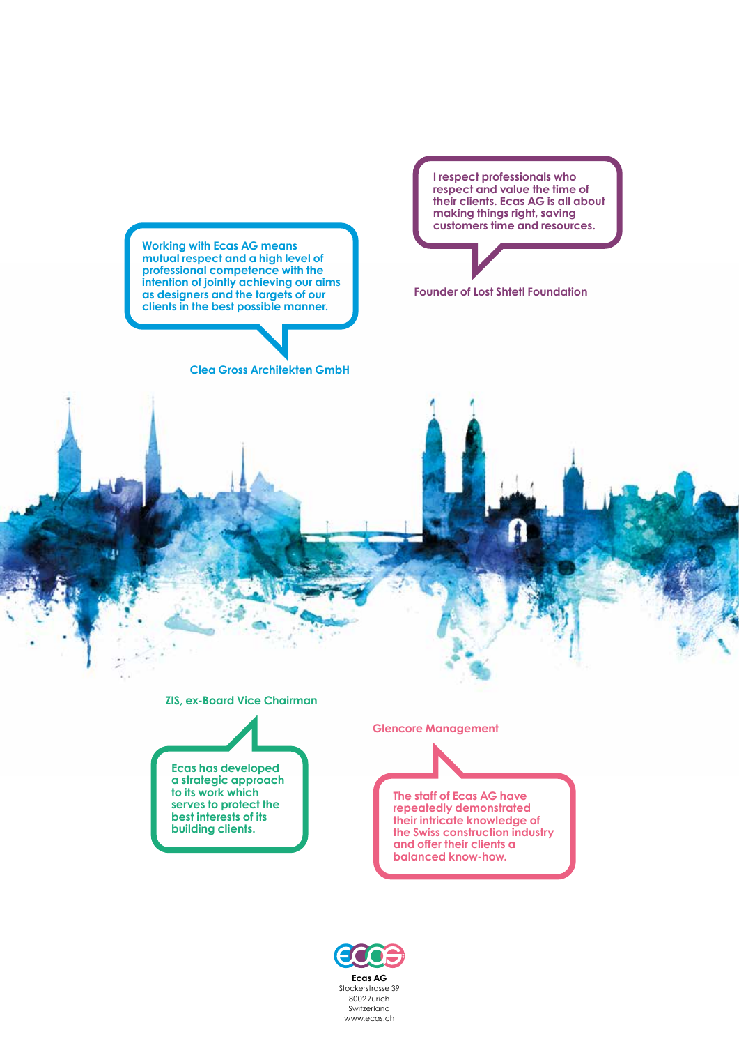Working with Ecas AG means mutual respect and a high level of professional competence with the intention of jointly achieving our aims as designers and the targets of our clients in the best possible manner.

**Clea Gross Architekten GmbH**

I respect professionals who respect and value the time of their clients. Ecas AG is all about making things right, saving customers time and resources.

**Founder of Lost Shtetl Foundation**

**ZIS, ex-Board Vice Chairman**

Ecas has developed a strategic approach to its work which serves to protect the best interests of its building clients.

**Glencore Management**

The staff of Ecas AG have repeatedly demonstrated their intricate knowledge of the Swiss construction industry and offer their clients a balanced know-how.

**Ecas AG**
Stockerstrasse 39
8002 Zurich
Switzerland
www.ecas.ch